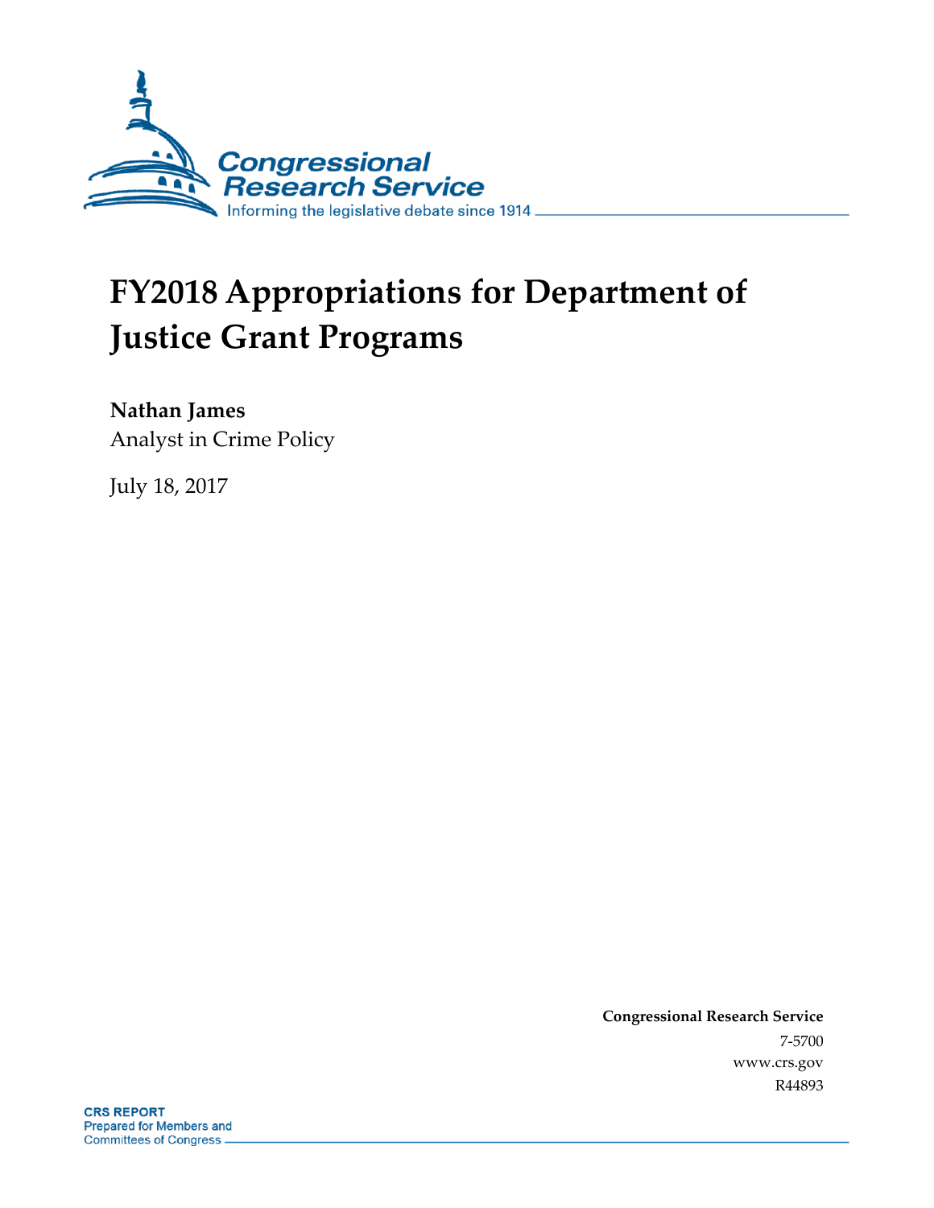Congressional Research Service

Informing the legislative debate since 1914

# FY2018 Appropriations for Department of Justice Grant Programs

**Nathan James**
Analyst in Crime Policy

July 18, 2017

**Congressional Research Service**
7-5700
www.crs.gov
R44893

**CRS REPORT**
Prepared for Members and
Committees of Congress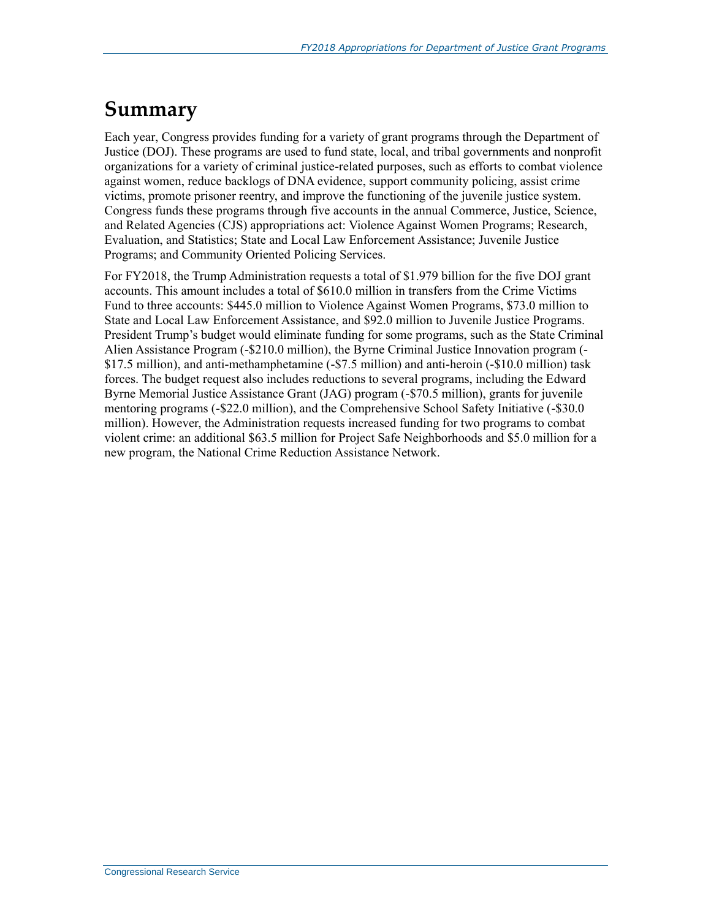# Summary

Each year, Congress provides funding for a variety of grant programs through the Department of Justice (DOJ). These programs are used to fund state, local, and tribal governments and nonprofit organizations for a variety of criminal justice-related purposes, such as efforts to combat violence against women, reduce backlogs of DNA evidence, support community policing, assist crime victims, promote prisoner reentry, and improve the functioning of the juvenile justice system. Congress funds these programs through five accounts in the annual Commerce, Justice, Science, and Related Agencies (CJS) appropriations act: Violence Against Women Programs; Research, Evaluation, and Statistics; State and Local Law Enforcement Assistance; Juvenile Justice Programs; and Community Oriented Policing Services.

For FY2018, the Trump Administration requests a total of $1.979 billion for the five DOJ grant accounts. This amount includes a total of $610.0 million in transfers from the Crime Victims Fund to three accounts: $445.0 million to Violence Against Women Programs, $73.0 million to State and Local Law Enforcement Assistance, and $92.0 million to Juvenile Justice Programs. President Trump's budget would eliminate funding for some programs, such as the State Criminal Alien Assistance Program (-$210.0 million), the Byrne Criminal Justice Innovation program (-$17.5 million), and anti-methamphetamine (-$7.5 million) and anti-heroin (-$10.0 million) task forces. The budget request also includes reductions to several programs, including the Edward Byrne Memorial Justice Assistance Grant (JAG) program (-$70.5 million), grants for juvenile mentoring programs (-$22.0 million), and the Comprehensive School Safety Initiative (-$30.0 million). However, the Administration requests increased funding for two programs to combat violent crime: an additional $63.5 million for Project Safe Neighborhoods and $5.0 million for a new program, the National Crime Reduction Assistance Network.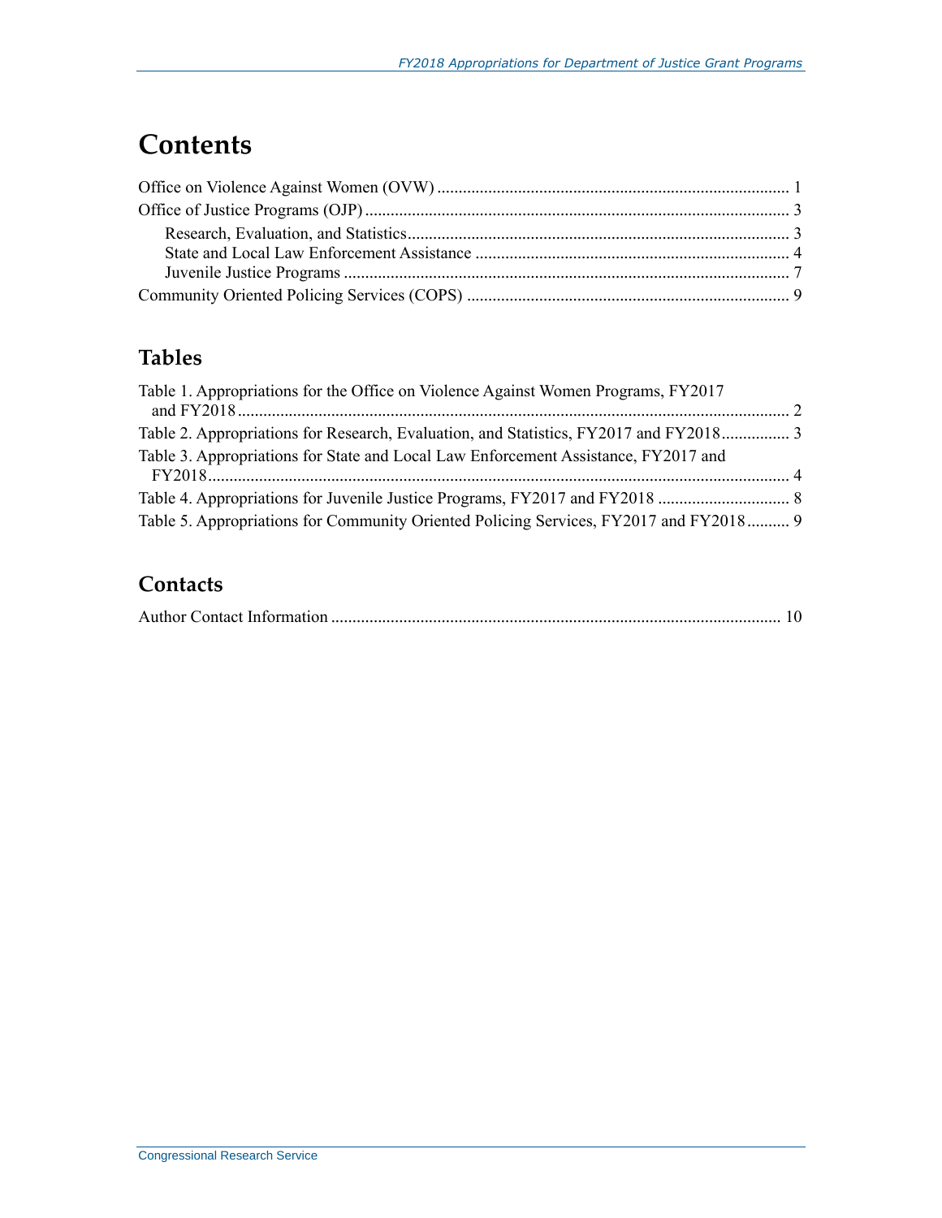# Contents

Office on Violence Against Women (OVW) ........................................................................ 1

Office of Justice Programs (OJP) ........................................................................................ 3

- Research, Evaluation, and Statistics ............................................................................ 3
- State and Local Law Enforcement Assistance ............................................................. 4
- Juvenile Justice Programs .......................................................................................... 7

Community Oriented Policing Services (COPS) ................................................................ 9

## Tables

Table 1. Appropriations for the Office on Violence Against Women Programs, FY2017 and FY2018 ........................................................................................................ 2

Table 2. Appropriations for Research, Evaluation, and Statistics, FY2017 and FY2018 ................ 3

Table 3. Appropriations for State and Local Law Enforcement Assistance, FY2017 and FY2018 ........................................................................................................ 4

Table 4. Appropriations for Juvenile Justice Programs, FY2017 and FY2018 .............................. 8

Table 5. Appropriations for Community Oriented Policing Services, FY2017 and FY2018 .......... 9

## Contacts

Author Contact Information ........................................................................................ 10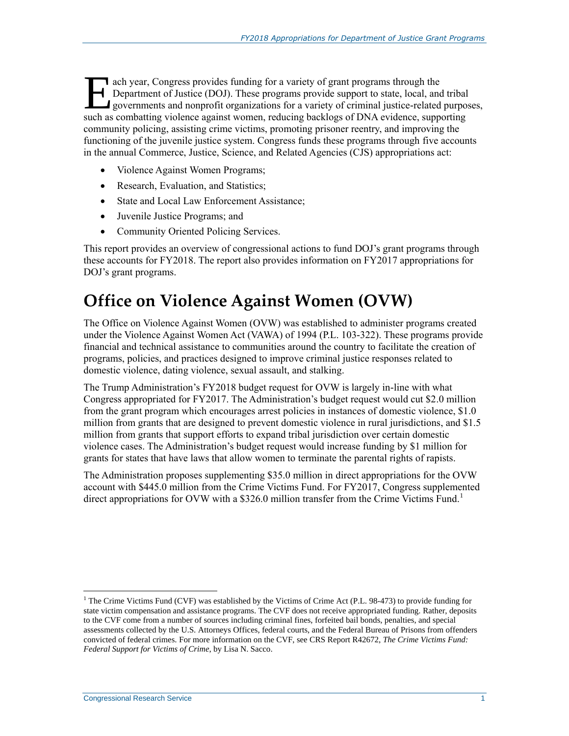Each year, Congress provides funding for a variety of grant programs through the Department of Justice (DOJ). These programs provide support to state, local, and tribal governments and nonprofit organizations for a variety of criminal justice-related purposes, such as combatting violence against women, reducing backlogs of DNA evidence, supporting community policing, assisting crime victims, promoting prisoner reentry, and improving the functioning of the juvenile justice system. Congress funds these programs through five accounts in the annual Commerce, Justice, Science, and Related Agencies (CJS) appropriations act:

- Violence Against Women Programs;
- Research, Evaluation, and Statistics;
- State and Local Law Enforcement Assistance;
- Juvenile Justice Programs; and
- Community Oriented Policing Services.

This report provides an overview of congressional actions to fund DOJ's grant programs through these accounts for FY2018. The report also provides information on FY2017 appropriations for DOJ's grant programs.

# Office on Violence Against Women (OVW)

The Office on Violence Against Women (OVW) was established to administer programs created under the Violence Against Women Act (VAWA) of 1994 (P.L. 103-322). These programs provide financial and technical assistance to communities around the country to facilitate the creation of programs, policies, and practices designed to improve criminal justice responses related to domestic violence, dating violence, sexual assault, and stalking.

The Trump Administration's FY2018 budget request for OVW is largely in-line with what Congress appropriated for FY2017. The Administration's budget request would cut $2.0 million from the grant program which encourages arrest policies in instances of domestic violence, $1.0 million from grants that are designed to prevent domestic violence in rural jurisdictions, and $1.5 million from grants that support efforts to expand tribal jurisdiction over certain domestic violence cases. The Administration's budget request would increase funding by $1 million for grants for states that have laws that allow women to terminate the parental rights of rapists.

The Administration proposes supplementing $35.0 million in direct appropriations for the OVW account with $445.0 million from the Crime Victims Fund. For FY2017, Congress supplemented direct appropriations for OVW with a $326.0 million transfer from the Crime Victims Fund.[1]

[1] The Crime Victims Fund (CVF) was established by the Victims of Crime Act (P.L. 98-473) to provide funding for state victim compensation and assistance programs. The CVF does not receive appropriated funding. Rather, deposits to the CVF come from a number of sources including criminal fines, forfeited bail bonds, penalties, and special assessments collected by the U.S. Attorneys Offices, federal courts, and the Federal Bureau of Prisons from offenders convicted of federal crimes. For more information on the CVF, see CRS Report R42672, *The Crime Victims Fund: Federal Support for Victims of Crime*, by Lisa N. Sacco.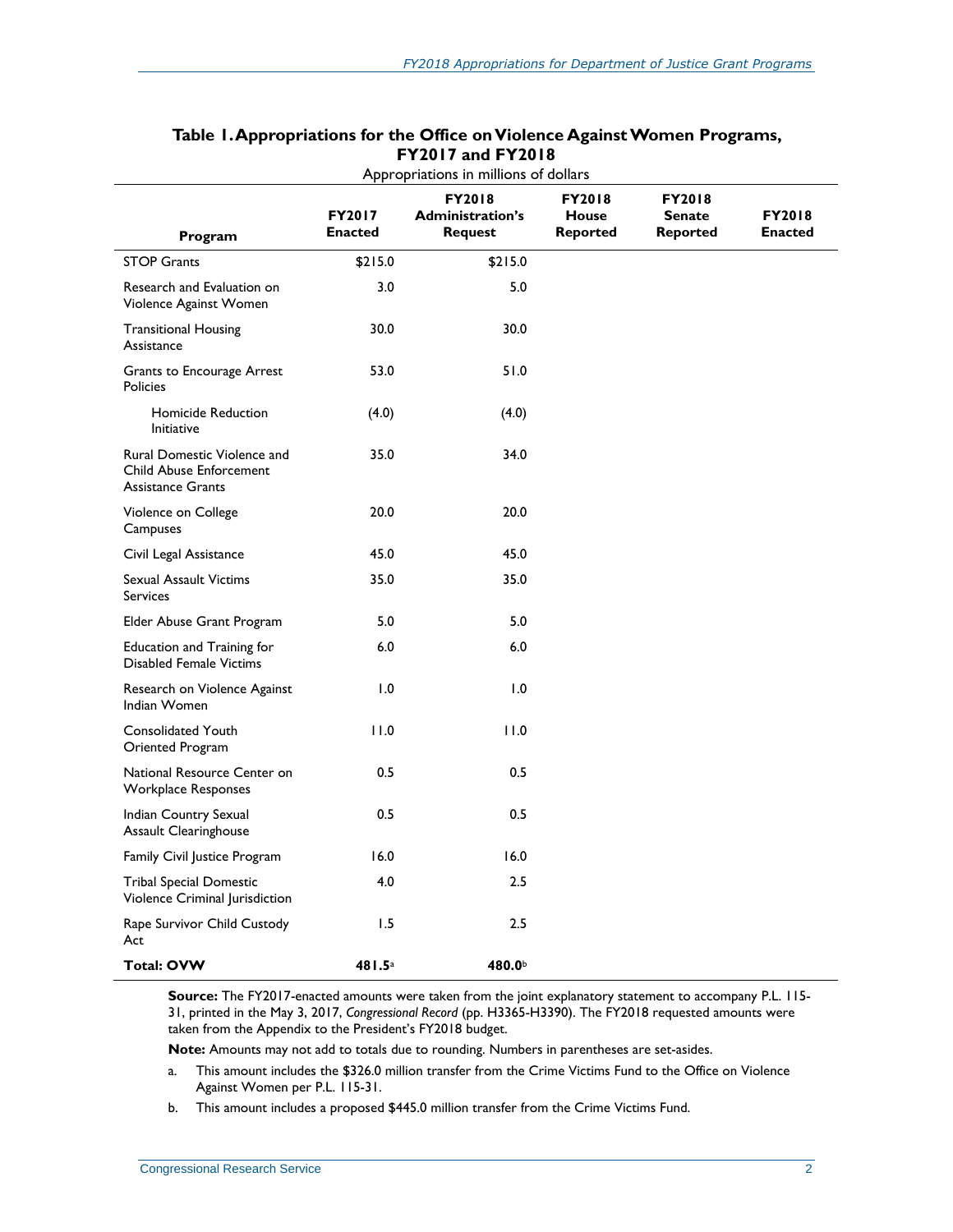**Table 1. Appropriations for the Office on Violence Against Women Programs, FY2017 and FY2018**

Appropriations in millions of dollars

| Program | FY2017 Enacted | FY2018 Administration's Request | FY2018 House Reported | FY2018 Senate Reported | FY2018 Enacted |
|---|---|---|---|---|---|
| STOP Grants | $215.0 | $215.0 | | | |
| Research and Evaluation on Violence Against Women | 3.0 | 5.0 | | | |
| Transitional Housing Assistance | 30.0 | 30.0 | | | |
| Grants to Encourage Arrest Policies | 53.0 | 51.0 | | | |
| Homicide Reduction Initiative | (4.0) | (4.0) | | | |
| Rural Domestic Violence and Child Abuse Enforcement Assistance Grants | 35.0 | 34.0 | | | |
| Violence on College Campuses | 20.0 | 20.0 | | | |
| Civil Legal Assistance | 45.0 | 45.0 | | | |
| Sexual Assault Victims Services | 35.0 | 35.0 | | | |
| Elder Abuse Grant Program | 5.0 | 5.0 | | | |
| Education and Training for Disabled Female Victims | 6.0 | 6.0 | | | |
| Research on Violence Against Indian Women | 1.0 | 1.0 | | | |
| Consolidated Youth Oriented Program | 11.0 | 11.0 | | | |
| National Resource Center on Workplace Responses | 0.5 | 0.5 | | | |
| Indian Country Sexual Assault Clearinghouse | 0.5 | 0.5 | | | |
| Family Civil Justice Program | 16.0 | 16.0 | | | |
| Tribal Special Domestic Violence Criminal Jurisdiction | 4.0 | 2.5 | | | |
| Rape Survivor Child Custody Act | 1.5 | 2.5 | | | |
| **Total: OVW** | **481.5**[a] | **480.0**[b] | | | |

**Source:** The FY2017-enacted amounts were taken from the joint explanatory statement to accompany P.L. 115-31, printed in the May 3, 2017, *Congressional Record* (pp. H3365-H3390). The FY2018 requested amounts were taken from the Appendix to the President's FY2018 budget.

**Note:** Amounts may not add to totals due to rounding. Numbers in parentheses are set-asides.

a. This amount includes the $326.0 million transfer from the Crime Victims Fund to the Office on Violence Against Women per P.L. 115-31.

b. This amount includes a proposed $445.0 million transfer from the Crime Victims Fund.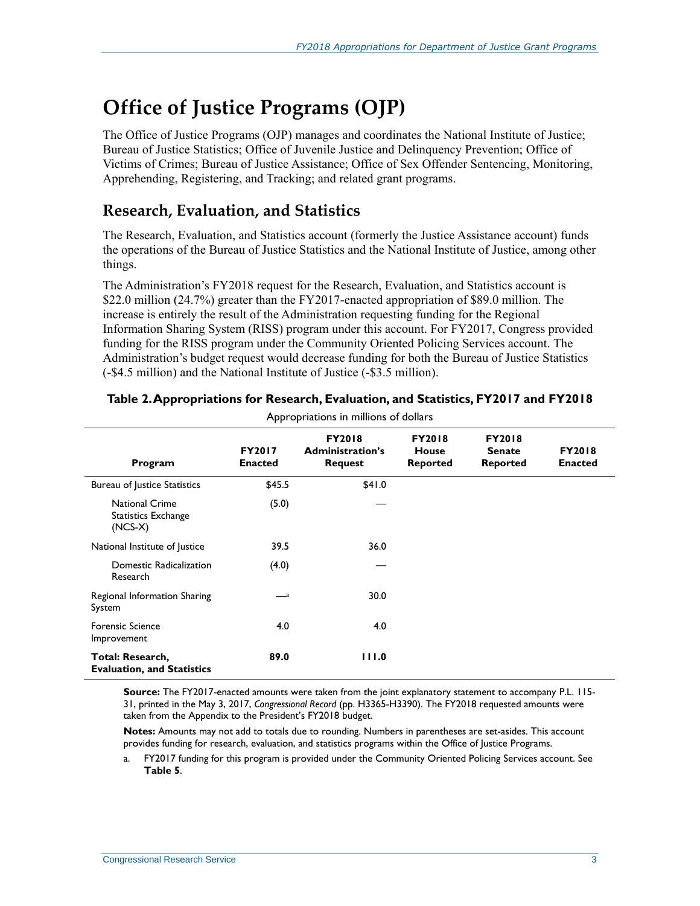# Office of Justice Programs (OJP)

The Office of Justice Programs (OJP) manages and coordinates the National Institute of Justice; Bureau of Justice Statistics; Office of Juvenile Justice and Delinquency Prevention; Office of Victims of Crimes; Bureau of Justice Assistance; Office of Sex Offender Sentencing, Monitoring, Apprehending, Registering, and Tracking; and related grant programs.

## Research, Evaluation, and Statistics

The Research, Evaluation, and Statistics account (formerly the Justice Assistance account) funds the operations of the Bureau of Justice Statistics and the National Institute of Justice, among other things.

The Administration's FY2018 request for the Research, Evaluation, and Statistics account is $22.0 million (24.7%) greater than the FY2017-enacted appropriation of $89.0 million. The increase is entirely the result of the Administration requesting funding for the Regional Information Sharing System (RISS) program under this account. For FY2017, Congress provided funding for the RISS program under the Community Oriented Policing Services account. The Administration's budget request would decrease funding for both the Bureau of Justice Statistics (-$4.5 million) and the National Institute of Justice (-$3.5 million).

**Table 2. Appropriations for Research, Evaluation, and Statistics, FY2017 and FY2018**

Appropriations in millions of dollars

| Program | FY2017 Enacted | FY2018 Administration's Request | FY2018 House Reported | FY2018 Senate Reported | FY2018 Enacted |
|---|---|---|---|---|---|
| Bureau of Justice Statistics | $45.5 | $41.0 | | | |
| National Crime Statistics Exchange (NCS-X) | (5.0) | — | | | |
| National Institute of Justice | 39.5 | 36.0 | | | |
| Domestic Radicalization Research | (4.0) | — | | | |
| Regional Information Sharing System | —[a] | 30.0 | | | |
| Forensic Science Improvement | 4.0 | 4.0 | | | |
| **Total: Research, Evaluation, and Statistics** | **89.0** | **111.0** | | | |

**Source:** The FY2017-enacted amounts were taken from the joint explanatory statement to accompany P.L. 115-31, printed in the May 3, 2017, *Congressional Record* (pp. H3365-H3390). The FY2018 requested amounts were taken from the Appendix to the President's FY2018 budget.

**Notes:** Amounts may not add to totals due to rounding. Numbers in parentheses are set-asides. This account provides funding for research, evaluation, and statistics programs within the Office of Justice Programs.

a. FY2017 funding for this program is provided under the Community Oriented Policing Services account. See **Table 5**.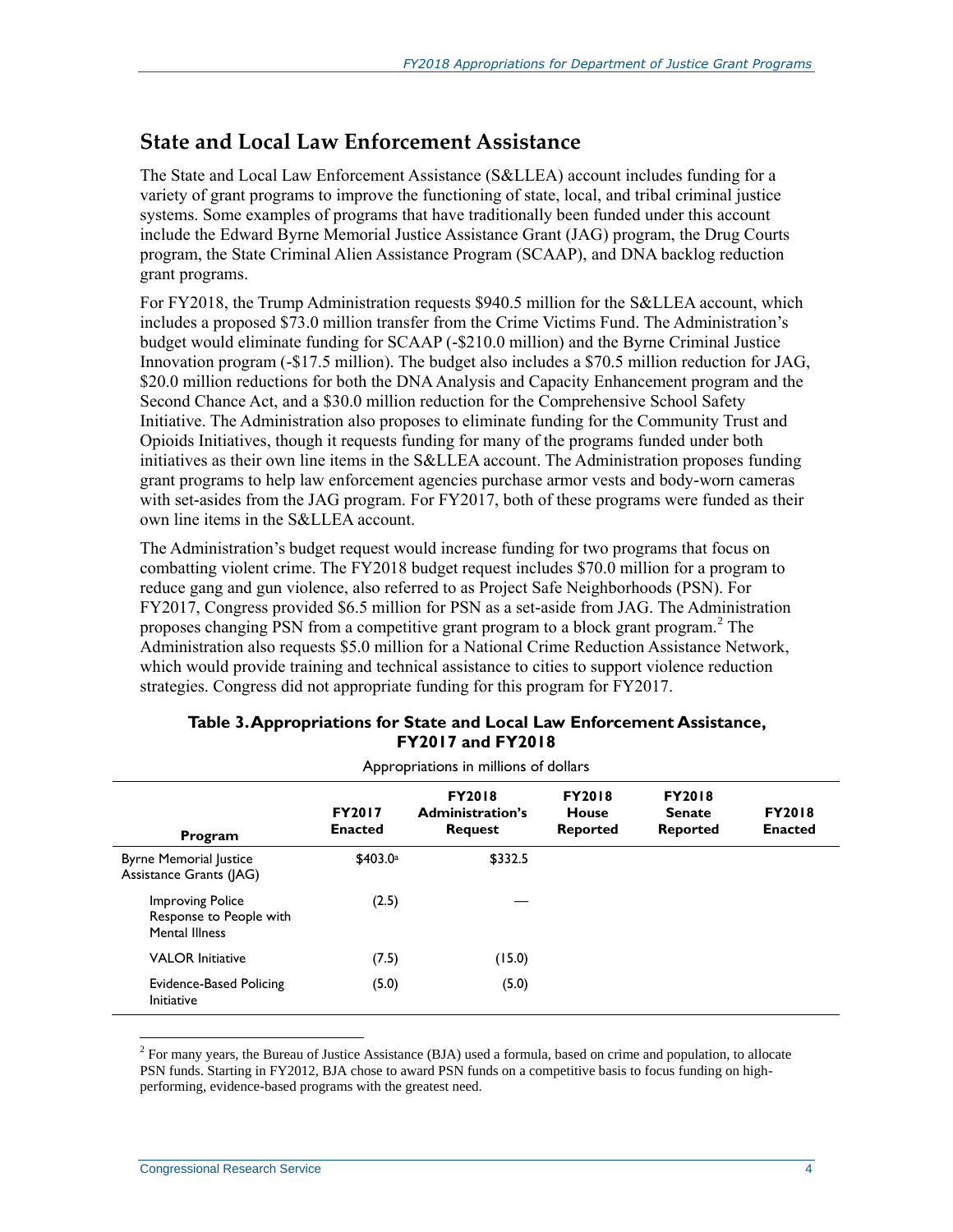## State and Local Law Enforcement Assistance

The State and Local Law Enforcement Assistance (S&LLEA) account includes funding for a variety of grant programs to improve the functioning of state, local, and tribal criminal justice systems. Some examples of programs that have traditionally been funded under this account include the Edward Byrne Memorial Justice Assistance Grant (JAG) program, the Drug Courts program, the State Criminal Alien Assistance Program (SCAAP), and DNA backlog reduction grant programs.

For FY2018, the Trump Administration requests $940.5 million for the S&LLEA account, which includes a proposed $73.0 million transfer from the Crime Victims Fund. The Administration's budget would eliminate funding for SCAAP (-$210.0 million) and the Byrne Criminal Justice Innovation program (-$17.5 million). The budget also includes a $70.5 million reduction for JAG, $20.0 million reductions for both the DNA Analysis and Capacity Enhancement program and the Second Chance Act, and a $30.0 million reduction for the Comprehensive School Safety Initiative. The Administration also proposes to eliminate funding for the Community Trust and Opioids Initiatives, though it requests funding for many of the programs funded under both initiatives as their own line items in the S&LLEA account. The Administration proposes funding grant programs to help law enforcement agencies purchase armor vests and body-worn cameras with set-asides from the JAG program. For FY2017, both of these programs were funded as their own line items in the S&LLEA account.

The Administration's budget request would increase funding for two programs that focus on combatting violent crime. The FY2018 budget request includes $70.0 million for a program to reduce gang and gun violence, also referred to as Project Safe Neighborhoods (PSN). For FY2017, Congress provided $6.5 million for PSN as a set-aside from JAG. The Administration proposes changing PSN from a competitive grant program to a block grant program.[2] The Administration also requests $5.0 million for a National Crime Reduction Assistance Network, which would provide training and technical assistance to cities to support violence reduction strategies. Congress did not appropriate funding for this program for FY2017.

**Table 3. Appropriations for State and Local Law Enforcement Assistance, FY2017 and FY2018**

Appropriations in millions of dollars

| Program | FY2017 Enacted | FY2018 Administration's Request | FY2018 House Reported | FY2018 Senate Reported | FY2018 Enacted |
|---|---|---|---|---|---|
| Byrne Memorial Justice Assistance Grants (JAG) | $403.0[a] | $332.5 | | | |
| Improving Police Response to People with Mental Illness | (2.5) | — | | | |
| VALOR Initiative | (7.5) | (15.0) | | | |
| Evidence-Based Policing Initiative | (5.0) | (5.0) | | | |

[2] For many years, the Bureau of Justice Assistance (BJA) used a formula, based on crime and population, to allocate PSN funds. Starting in FY2012, BJA chose to award PSN funds on a competitive basis to focus funding on high-performing, evidence-based programs with the greatest need.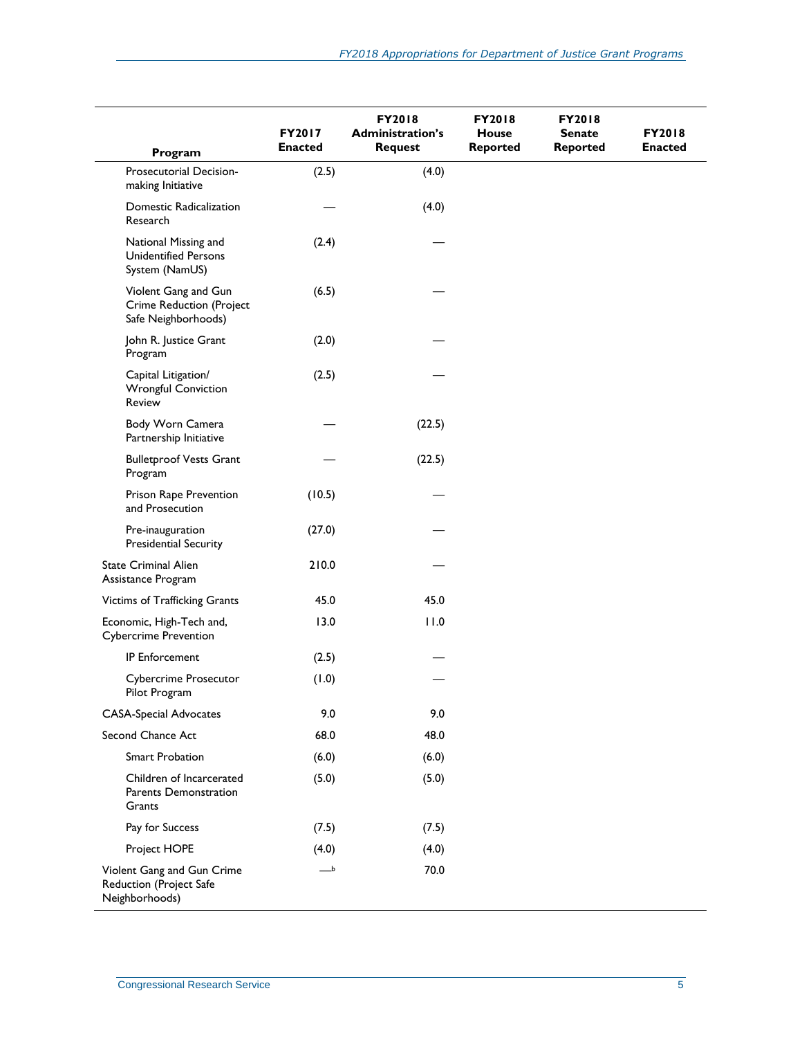| Program | FY2017 Enacted | FY2018 Administration's Request | FY2018 House Reported | FY2018 Senate Reported | FY2018 Enacted |
| --- | --- | --- | --- | --- | --- |
| Prosecutorial Decision-making Initiative | (2.5) | (4.0) | | | |
| Domestic Radicalization Research | — | (4.0) | | | |
| National Missing and Unidentified Persons System (NamUS) | (2.4) | — | | | |
| Violent Gang and Gun Crime Reduction (Project Safe Neighborhoods) | (6.5) | — | | | |
| John R. Justice Grant Program | (2.0) | — | | | |
| Capital Litigation/ Wrongful Conviction Review | (2.5) | — | | | |
| Body Worn Camera Partnership Initiative | — | (22.5) | | | |
| Bulletproof Vests Grant Program | — | (22.5) | | | |
| Prison Rape Prevention and Prosecution | (10.5) | — | | | |
| Pre-inauguration Presidential Security | (27.0) | — | | | |
| State Criminal Alien Assistance Program | 210.0 | — | | | |
| Victims of Trafficking Grants | 45.0 | 45.0 | | | |
| Economic, High-Tech and, Cybercrime Prevention | 13.0 | 11.0 | | | |
| IP Enforcement | (2.5) | — | | | |
| Cybercrime Prosecutor Pilot Program | (1.0) | — | | | |
| CASA-Special Advocates | 9.0 | 9.0 | | | |
| Second Chance Act | 68.0 | 48.0 | | | |
| Smart Probation | (6.0) | (6.0) | | | |
| Children of Incarcerated Parents Demonstration Grants | (5.0) | (5.0) | | | |
| Pay for Success | (7.5) | (7.5) | | | |
| Project HOPE | (4.0) | (4.0) | | | |
| Violent Gang and Gun Crime Reduction (Project Safe Neighborhoods) | —[b] | 70.0 | | | |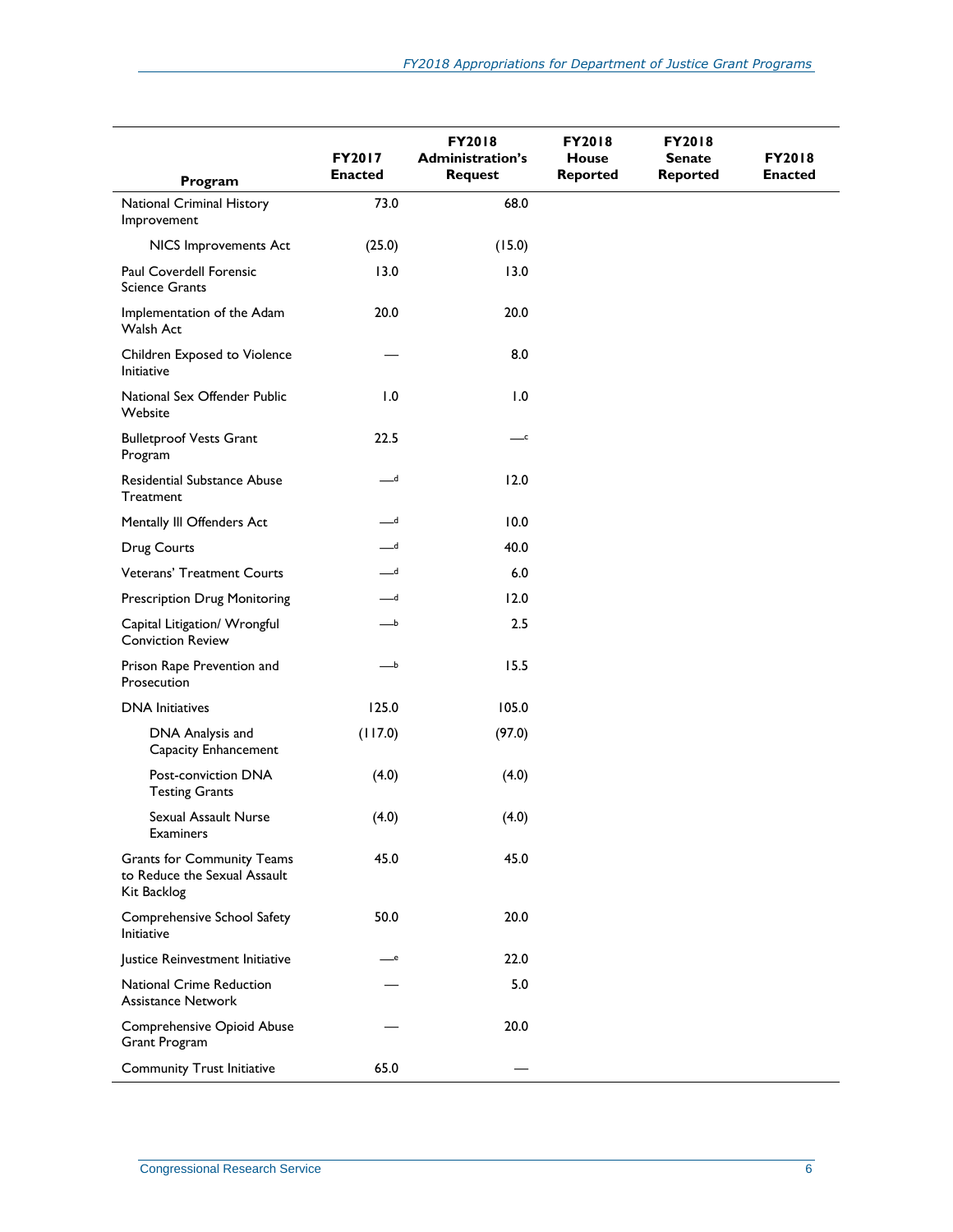| Program | FY2017 Enacted | FY2018 Administration's Request | FY2018 House Reported | FY2018 Senate Reported | FY2018 Enacted |
|---|---|---|---|---|---|
| National Criminal History Improvement | 73.0 | 68.0 | | | |
| NICS Improvements Act | (25.0) | (15.0) | | | |
| Paul Coverdell Forensic Science Grants | 13.0 | 13.0 | | | |
| Implementation of the Adam Walsh Act | 20.0 | 20.0 | | | |
| Children Exposed to Violence Initiative | — | 8.0 | | | |
| National Sex Offender Public Website | 1.0 | 1.0 | | | |
| Bulletproof Vests Grant Program | 22.5 | —[c] | | | |
| Residential Substance Abuse Treatment | —[d] | 12.0 | | | |
| Mentally Ill Offenders Act | —[d] | 10.0 | | | |
| Drug Courts | —[d] | 40.0 | | | |
| Veterans' Treatment Courts | —[d] | 6.0 | | | |
| Prescription Drug Monitoring | —[d] | 12.0 | | | |
| Capital Litigation/ Wrongful Conviction Review | —[b] | 2.5 | | | |
| Prison Rape Prevention and Prosecution | —[b] | 15.5 | | | |
| DNA Initiatives | 125.0 | 105.0 | | | |
| DNA Analysis and Capacity Enhancement | (117.0) | (97.0) | | | |
| Post-conviction DNA Testing Grants | (4.0) | (4.0) | | | |
| Sexual Assault Nurse Examiners | (4.0) | (4.0) | | | |
| Grants for Community Teams to Reduce the Sexual Assault Kit Backlog | 45.0 | 45.0 | | | |
| Comprehensive School Safety Initiative | 50.0 | 20.0 | | | |
| Justice Reinvestment Initiative | —[e] | 22.0 | | | |
| National Crime Reduction Assistance Network | — | 5.0 | | | |
| Comprehensive Opioid Abuse Grant Program | — | 20.0 | | | |
| Community Trust Initiative | 65.0 | — | | | |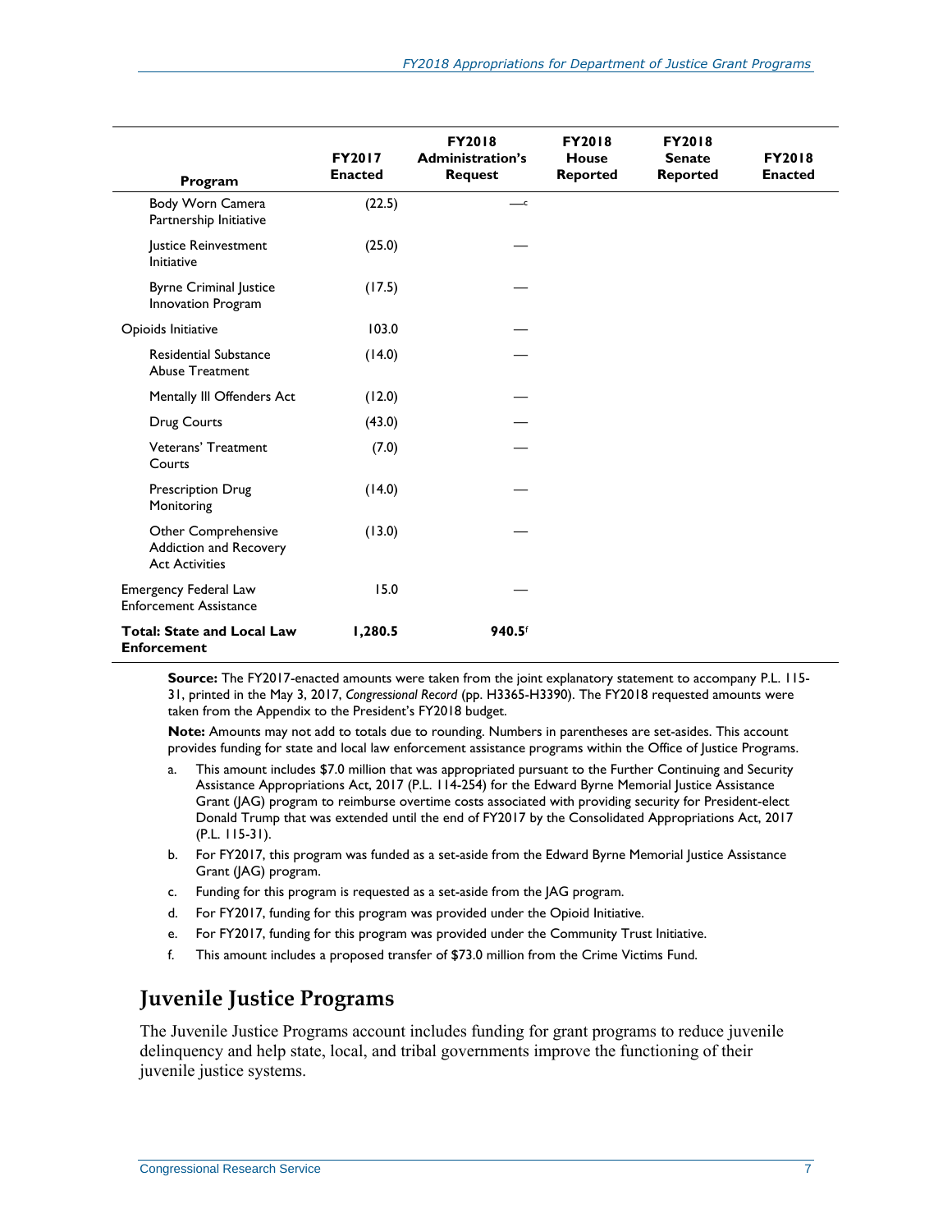| Program | FY2017 Enacted | FY2018 Administration's Request | FY2018 House Reported | FY2018 Senate Reported | FY2018 Enacted |
|---|---|---|---|---|---|
| Body Worn Camera Partnership Initiative | (22.5) | —[c] | | | |
| Justice Reinvestment Initiative | (25.0) | — | | | |
| Byrne Criminal Justice Innovation Program | (17.5) | — | | | |
| Opioids Initiative | 103.0 | — | | | |
| Residential Substance Abuse Treatment | (14.0) | — | | | |
| Mentally Ill Offenders Act | (12.0) | — | | | |
| Drug Courts | (43.0) | — | | | |
| Veterans' Treatment Courts | (7.0) | — | | | |
| Prescription Drug Monitoring | (14.0) | — | | | |
| Other Comprehensive Addiction and Recovery Act Activities | (13.0) | — | | | |
| Emergency Federal Law Enforcement Assistance | 15.0 | — | | | |
| **Total: State and Local Law Enforcement** | **1,280.5** | **940.5**[f] | | | |

**Source:** The FY2017-enacted amounts were taken from the joint explanatory statement to accompany P.L. 115-31, printed in the May 3, 2017, *Congressional Record* (pp. H3365-H3390). The FY2018 requested amounts were taken from the Appendix to the President's FY2018 budget.

**Note:** Amounts may not add to totals due to rounding. Numbers in parentheses are set-asides. This account provides funding for state and local law enforcement assistance programs within the Office of Justice Programs.

a. This amount includes $7.0 million that was appropriated pursuant to the Further Continuing and Security Assistance Appropriations Act, 2017 (P.L. 114-254) for the Edward Byrne Memorial Justice Assistance Grant (JAG) program to reimburse overtime costs associated with providing security for President-elect Donald Trump that was extended until the end of FY2017 by the Consolidated Appropriations Act, 2017 (P.L. 115-31).

b. For FY2017, this program was funded as a set-aside from the Edward Byrne Memorial Justice Assistance Grant (JAG) program.

c. Funding for this program is requested as a set-aside from the JAG program.

d. For FY2017, funding for this program was provided under the Opioid Initiative.

e. For FY2017, funding for this program was provided under the Community Trust Initiative.

f. This amount includes a proposed transfer of $73.0 million from the Crime Victims Fund.

## Juvenile Justice Programs

The Juvenile Justice Programs account includes funding for grant programs to reduce juvenile delinquency and help state, local, and tribal governments improve the functioning of their juvenile justice systems.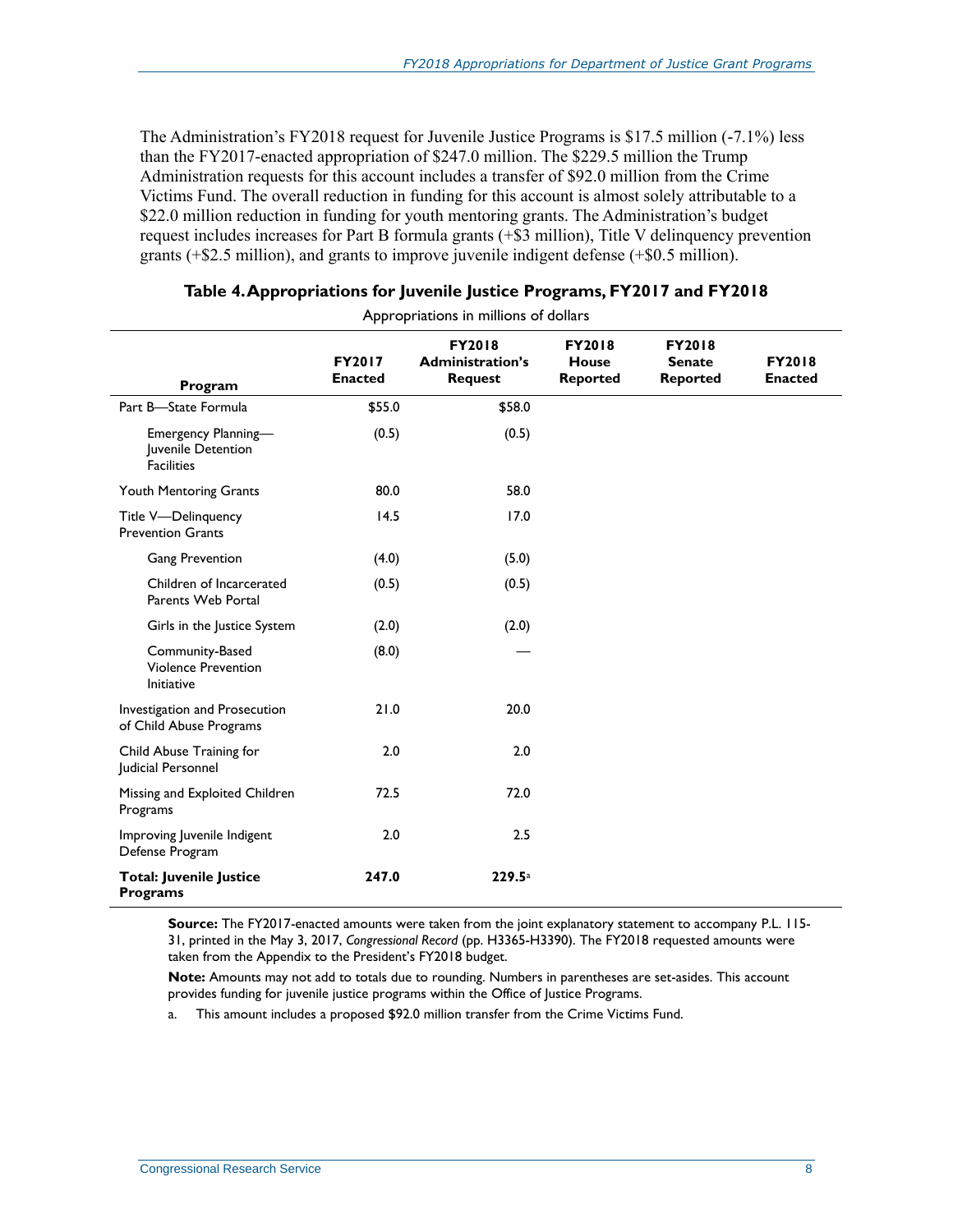The Administration's FY2018 request for Juvenile Justice Programs is $17.5 million (-7.1%) less than the FY2017-enacted appropriation of $247.0 million. The $229.5 million the Trump Administration requests for this account includes a transfer of $92.0 million from the Crime Victims Fund. The overall reduction in funding for this account is almost solely attributable to a $22.0 million reduction in funding for youth mentoring grants. The Administration's budget request includes increases for Part B formula grants (+$3 million), Title V delinquency prevention grants (+$2.5 million), and grants to improve juvenile indigent defense (+$0.5 million).

**Table 4. Appropriations for Juvenile Justice Programs, FY2017 and FY2018**

Appropriations in millions of dollars

| Program | FY2017 Enacted | FY2018 Administration's Request | FY2018 House Reported | FY2018 Senate Reported | FY2018 Enacted |
|---|---|---|---|---|---|
| Part B—State Formula | $55.0 | $58.0 | | | |
| Emergency Planning—Juvenile Detention Facilities | (0.5) | (0.5) | | | |
| Youth Mentoring Grants | 80.0 | 58.0 | | | |
| Title V—Delinquency Prevention Grants | 14.5 | 17.0 | | | |
| Gang Prevention | (4.0) | (5.0) | | | |
| Children of Incarcerated Parents Web Portal | (0.5) | (0.5) | | | |
| Girls in the Justice System | (2.0) | (2.0) | | | |
| Community-Based Violence Prevention Initiative | (8.0) | — | | | |
| Investigation and Prosecution of Child Abuse Programs | 21.0 | 20.0 | | | |
| Child Abuse Training for Judicial Personnel | 2.0 | 2.0 | | | |
| Missing and Exploited Children Programs | 72.5 | 72.0 | | | |
| Improving Juvenile Indigent Defense Program | 2.0 | 2.5 | | | |
| **Total: Juvenile Justice Programs** | **247.0** | **229.5**[a] | | | |

**Source:** The FY2017-enacted amounts were taken from the joint explanatory statement to accompany P.L. 115-31, printed in the May 3, 2017, *Congressional Record* (pp. H3365-H3390). The FY2018 requested amounts were taken from the Appendix to the President's FY2018 budget.

**Note:** Amounts may not add to totals due to rounding. Numbers in parentheses are set-asides. This account provides funding for juvenile justice programs within the Office of Justice Programs.

a. This amount includes a proposed $92.0 million transfer from the Crime Victims Fund.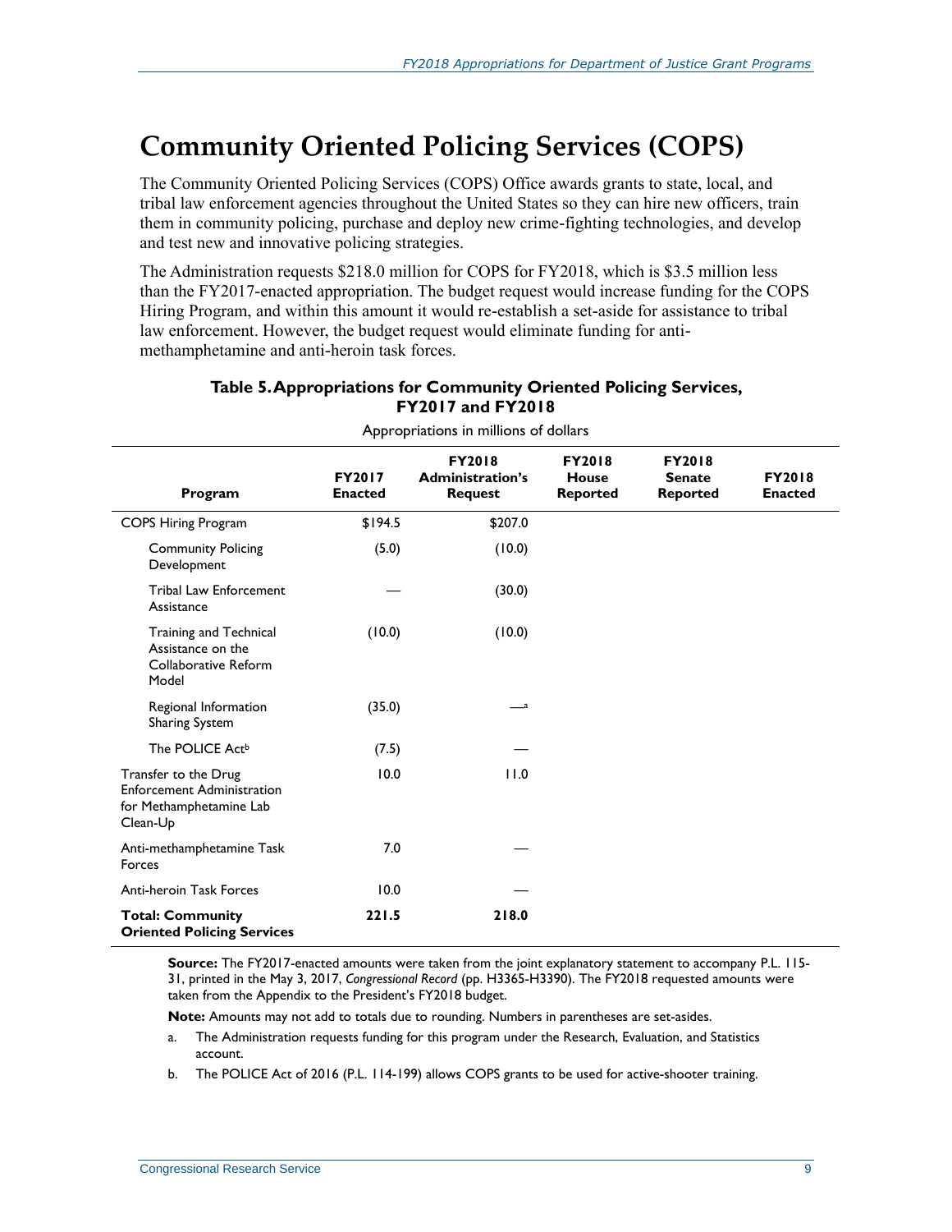# Community Oriented Policing Services (COPS)

The Community Oriented Policing Services (COPS) Office awards grants to state, local, and tribal law enforcement agencies throughout the United States so they can hire new officers, train them in community policing, purchase and deploy new crime-fighting technologies, and develop and test new and innovative policing strategies.

The Administration requests $218.0 million for COPS for FY2018, which is $3.5 million less than the FY2017-enacted appropriation. The budget request would increase funding for the COPS Hiring Program, and within this amount it would re-establish a set-aside for assistance to tribal law enforcement. However, the budget request would eliminate funding for anti-methamphetamine and anti-heroin task forces.

**Table 5. Appropriations for Community Oriented Policing Services, FY2017 and FY2018**

Appropriations in millions of dollars

| Program | FY2017 Enacted | FY2018 Administration's Request | FY2018 House Reported | FY2018 Senate Reported | FY2018 Enacted |
|---|---|---|---|---|---|
| COPS Hiring Program | $194.5 | $207.0 | | | |
| Community Policing Development | (5.0) | (10.0) | | | |
| Tribal Law Enforcement Assistance | — | (30.0) | | | |
| Training and Technical Assistance on the Collaborative Reform Model | (10.0) | (10.0) | | | |
| Regional Information Sharing System | (35.0) | —[a] | | | |
| The POLICE Act[b] | (7.5) | — | | | |
| Transfer to the Drug Enforcement Administration for Methamphetamine Lab Clean-Up | 10.0 | 11.0 | | | |
| Anti-methamphetamine Task Forces | 7.0 | — | | | |
| Anti-heroin Task Forces | 10.0 | — | | | |
| **Total: Community Oriented Policing Services** | **221.5** | **218.0** | | | |

**Source:** The FY2017-enacted amounts were taken from the joint explanatory statement to accompany P.L. 115-31, printed in the May 3, 2017, *Congressional Record* (pp. H3365-H3390). The FY2018 requested amounts were taken from the Appendix to the President's FY2018 budget.

**Note:** Amounts may not add to totals due to rounding. Numbers in parentheses are set-asides.

a. The Administration requests funding for this program under the Research, Evaluation, and Statistics account.

b. The POLICE Act of 2016 (P.L. 114-199) allows COPS grants to be used for active-shooter training.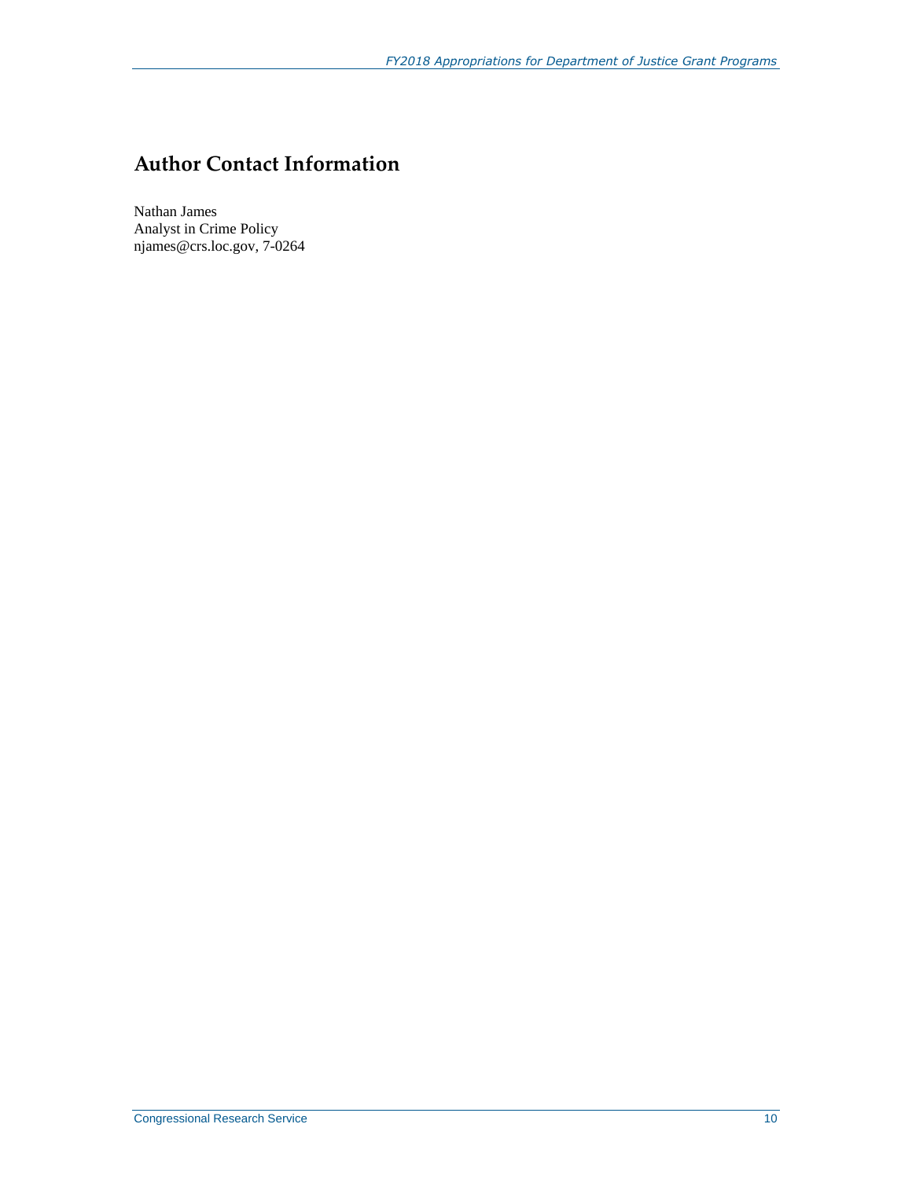## Author Contact Information

Nathan James
Analyst in Crime Policy
njames@crs.loc.gov, 7-0264